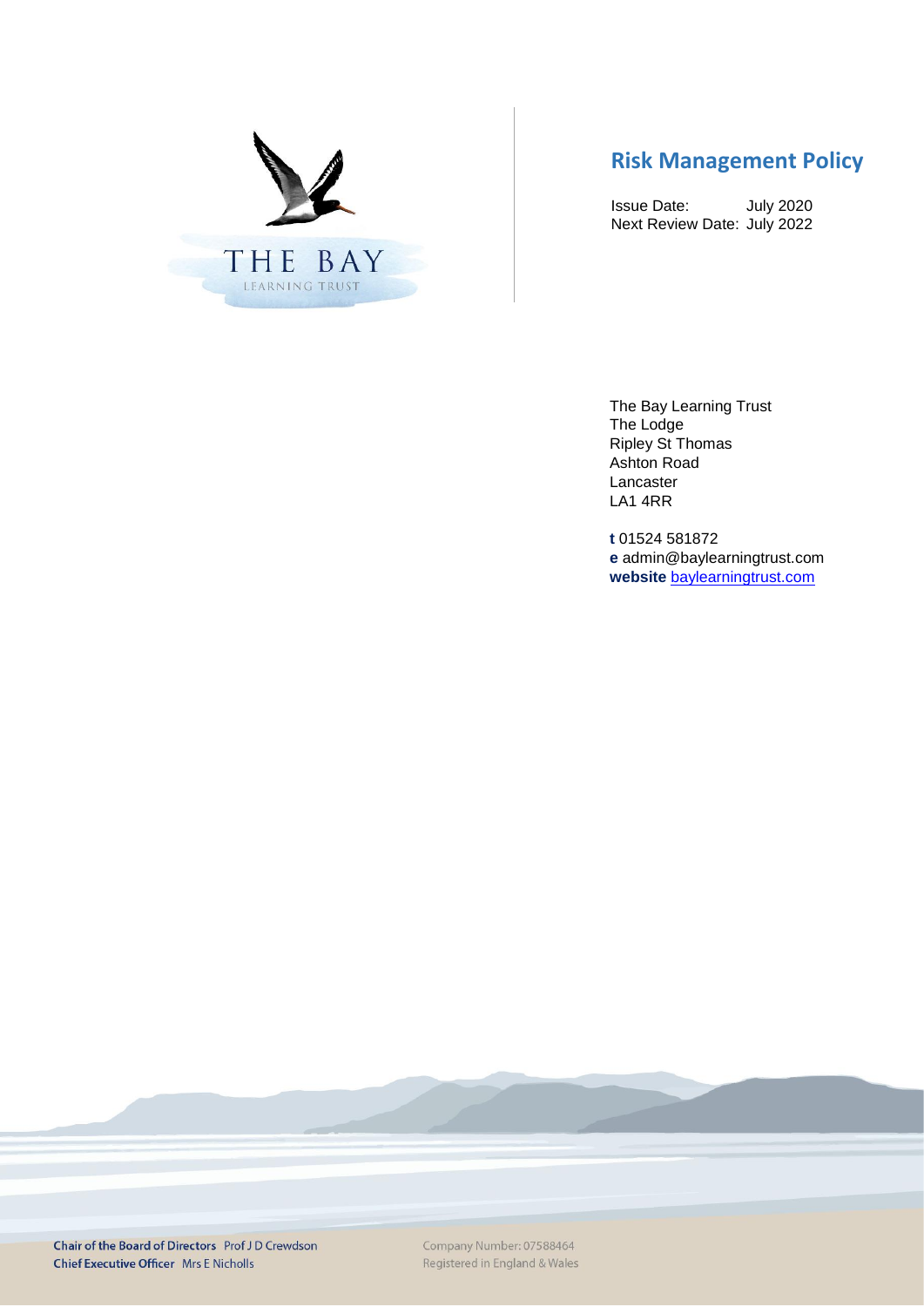THE BAY

LEARNING TRUST

# Risk Management Policy

Issue Date: July 2020
Next Review Date: July 2022

The Bay Learning Trust
The Lodge
Ripley St Thomas
Ashton Road
Lancaster
LA1 4RR

**t** 01524 581872
**e** admin@baylearningtrust.com
**website** baylearningtrust.com

**Chair of the Board of Directors** Prof J D Crewdson
**Chief Executive Officer** Mrs E Nicholls

Company Number: 07588464
Registered in England & Wales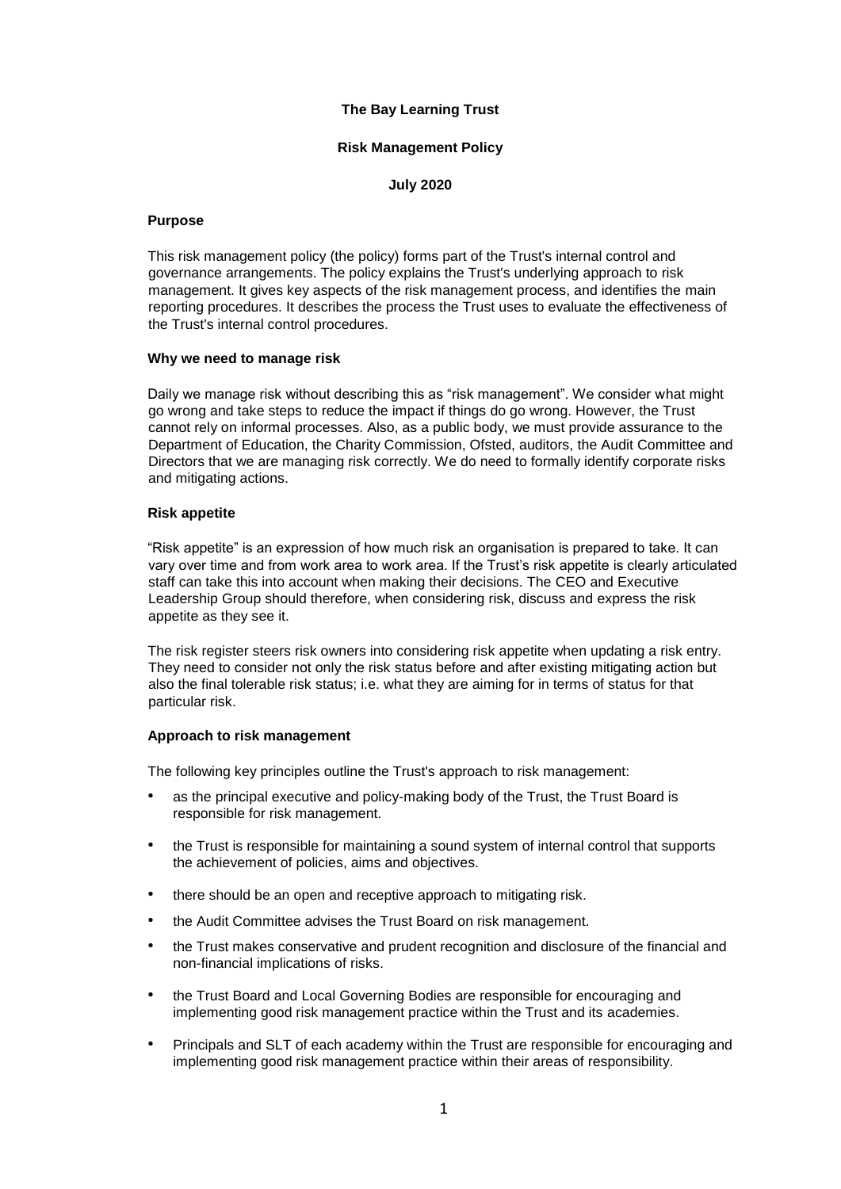**The Bay Learning Trust**

**Risk Management Policy**

**July 2020**

### Purpose

This risk management policy (the policy) forms part of the Trust's internal control and governance arrangements. The policy explains the Trust's underlying approach to risk management. It gives key aspects of the risk management process, and identifies the main reporting procedures. It describes the process the Trust uses to evaluate the effectiveness of the Trust's internal control procedures.

### Why we need to manage risk

Daily we manage risk without describing this as "risk management". We consider what might go wrong and take steps to reduce the impact if things do go wrong. However, the Trust cannot rely on informal processes. Also, as a public body, we must provide assurance to the Department of Education, the Charity Commission, Ofsted, auditors, the Audit Committee and Directors that we are managing risk correctly. We do need to formally identify corporate risks and mitigating actions.

### Risk appetite

"Risk appetite" is an expression of how much risk an organisation is prepared to take. It can vary over time and from work area to work area. If the Trust's risk appetite is clearly articulated staff can take this into account when making their decisions. The CEO and Executive Leadership Group should therefore, when considering risk, discuss and express the risk appetite as they see it.

The risk register steers risk owners into considering risk appetite when updating a risk entry. They need to consider not only the risk status before and after existing mitigating action but also the final tolerable risk status; i.e. what they are aiming for in terms of status for that particular risk.

### Approach to risk management

The following key principles outline the Trust's approach to risk management:

- as the principal executive and policy-making body of the Trust, the Trust Board is responsible for risk management.
- the Trust is responsible for maintaining a sound system of internal control that supports the achievement of policies, aims and objectives.
- there should be an open and receptive approach to mitigating risk.
- the Audit Committee advises the Trust Board on risk management.
- the Trust makes conservative and prudent recognition and disclosure of the financial and non-financial implications of risks.
- the Trust Board and Local Governing Bodies are responsible for encouraging and implementing good risk management practice within the Trust and its academies.
- Principals and SLT of each academy within the Trust are responsible for encouraging and implementing good risk management practice within their areas of responsibility.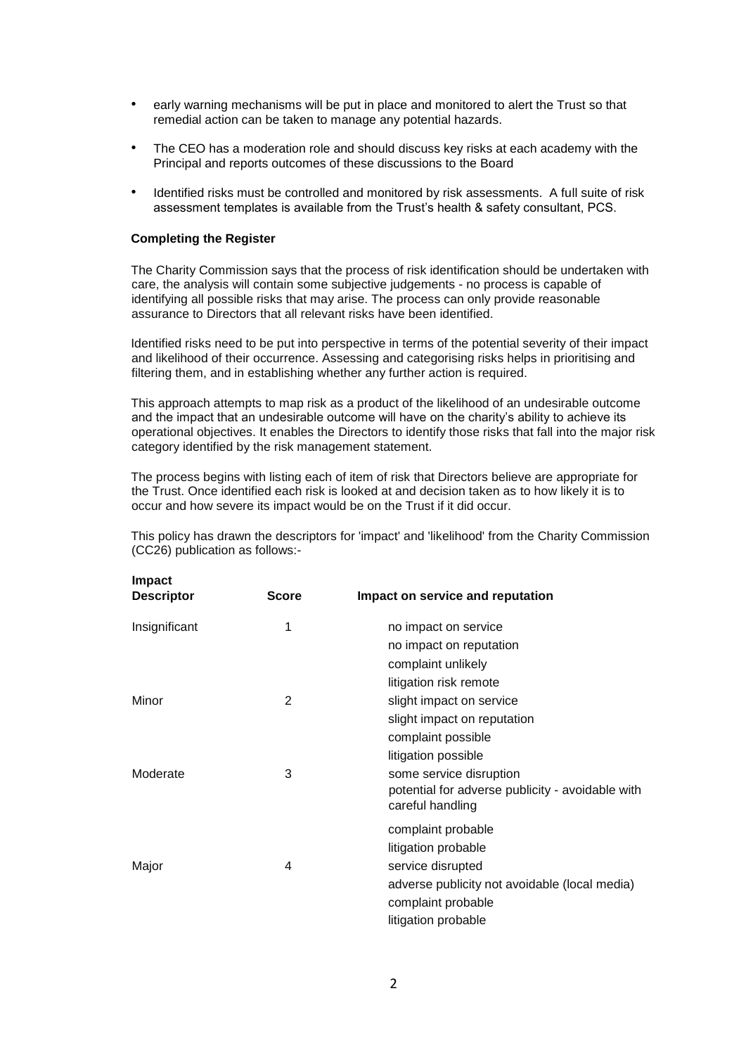- early warning mechanisms will be put in place and monitored to alert the Trust so that remedial action can be taken to manage any potential hazards.
- The CEO has a moderation role and should discuss key risks at each academy with the Principal and reports outcomes of these discussions to the Board
- Identified risks must be controlled and monitored by risk assessments. A full suite of risk assessment templates is available from the Trust's health & safety consultant, PCS.

**Completing the Register**

The Charity Commission says that the process of risk identification should be undertaken with care, the analysis will contain some subjective judgements - no process is capable of identifying all possible risks that may arise. The process can only provide reasonable assurance to Directors that all relevant risks have been identified.

Identified risks need to be put into perspective in terms of the potential severity of their impact and likelihood of their occurrence. Assessing and categorising risks helps in prioritising and filtering them, and in establishing whether any further action is required.

This approach attempts to map risk as a product of the likelihood of an undesirable outcome and the impact that an undesirable outcome will have on the charity's ability to achieve its operational objectives. It enables the Directors to identify those risks that fall into the major risk category identified by the risk management statement.

The process begins with listing each of item of risk that Directors believe are appropriate for the Trust. Once identified each risk is looked at and decision taken as to how likely it is to occur and how severe its impact would be on the Trust if it did occur.

This policy has drawn the descriptors for 'impact' and 'likelihood' from the Charity Commission (CC26) publication as follows:-

| Impact Descriptor | Score | Impact on service and reputation |
|---|---|---|
| Insignificant | 1 | no impact on service<br>no impact on reputation<br>complaint unlikely<br>litigation risk remote |
| Minor | 2 | slight impact on service<br>slight impact on reputation<br>complaint possible<br>litigation possible |
| Moderate | 3 | some service disruption<br>potential for adverse publicity - avoidable with careful handling<br>complaint probable<br>litigation probable |
| Major | 4 | service disrupted<br>adverse publicity not avoidable (local media)<br>complaint probable<br>litigation probable |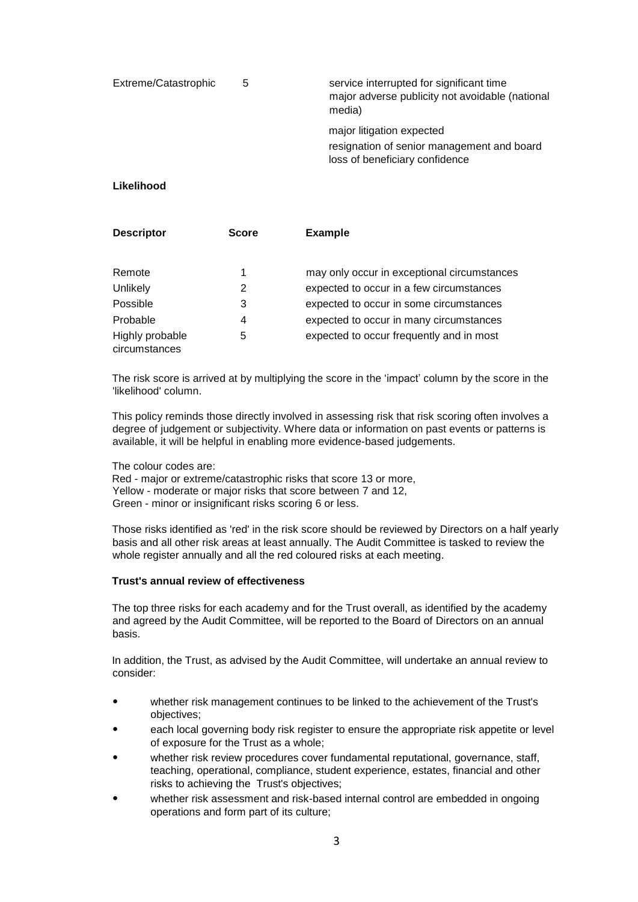| | | |
|---|---|---|
| Extreme/Catastrophic | 5 | service interrupted for significant time<br>major adverse publicity not avoidable (national media)<br>major litigation expected<br>resignation of senior management and board<br>loss of beneficiary confidence |

**Likelihood**

| **Descriptor** | **Score** | **Example** |
|---|---|---|
| Remote | 1 | may only occur in exceptional circumstances |
| Unlikely | 2 | expected to occur in a few circumstances |
| Possible | 3 | expected to occur in some circumstances |
| Probable | 4 | expected to occur in many circumstances |
| Highly probable | 5 | expected to occur frequently and in most circumstances |

The risk score is arrived at by multiplying the score in the 'impact' column by the score in the 'likelihood' column.

This policy reminds those directly involved in assessing risk that risk scoring often involves a degree of judgement or subjectivity. Where data or information on past events or patterns is available, it will be helpful in enabling more evidence-based judgements.

The colour codes are:
Red - major or extreme/catastrophic risks that score 13 or more,
Yellow - moderate or major risks that score between 7 and 12,
Green - minor or insignificant risks scoring 6 or less.

Those risks identified as 'red' in the risk score should be reviewed by Directors on a half yearly basis and all other risk areas at least annually. The Audit Committee is tasked to review the whole register annually and all the red coloured risks at each meeting.

**Trust's annual review of effectiveness**

The top three risks for each academy and for the Trust overall, as identified by the academy and agreed by the Audit Committee, will be reported to the Board of Directors on an annual basis.

In addition, the Trust, as advised by the Audit Committee, will undertake an annual review to consider:

- whether risk management continues to be linked to the achievement of the Trust's objectives;
- each local governing body risk register to ensure the appropriate risk appetite or level of exposure for the Trust as a whole;
- whether risk review procedures cover fundamental reputational, governance, staff, teaching, operational, compliance, student experience, estates, financial and other risks to achieving the Trust's objectives;
- whether risk assessment and risk-based internal control are embedded in ongoing operations and form part of its culture;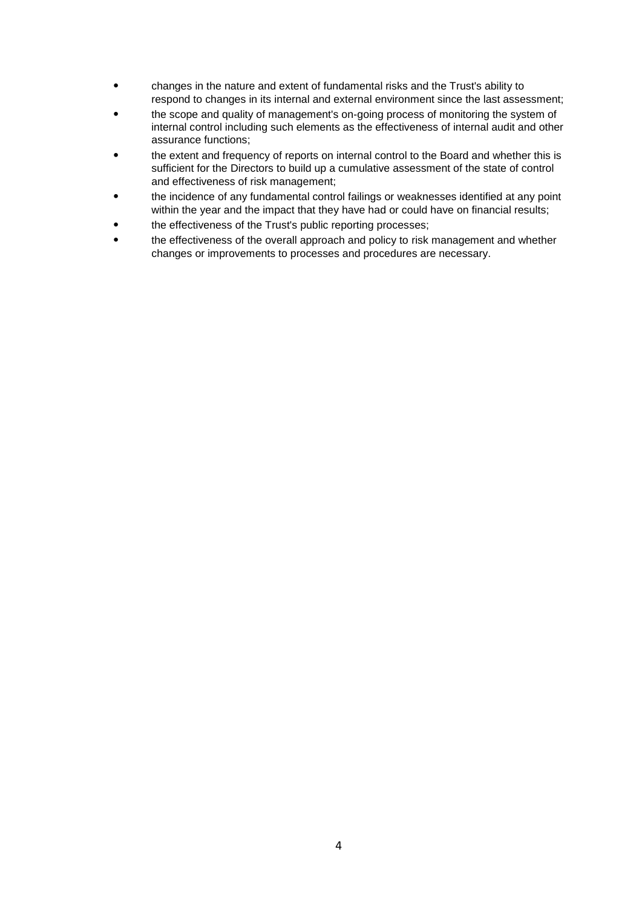- changes in the nature and extent of fundamental risks and the Trust's ability to respond to changes in its internal and external environment since the last assessment;
- the scope and quality of management's on-going process of monitoring the system of internal control including such elements as the effectiveness of internal audit and other assurance functions;
- the extent and frequency of reports on internal control to the Board and whether this is sufficient for the Directors to build up a cumulative assessment of the state of control and effectiveness of risk management;
- the incidence of any fundamental control failings or weaknesses identified at any point within the year and the impact that they have had or could have on financial results;
- the effectiveness of the Trust's public reporting processes;
- the effectiveness of the overall approach and policy to risk management and whether changes or improvements to processes and procedures are necessary.